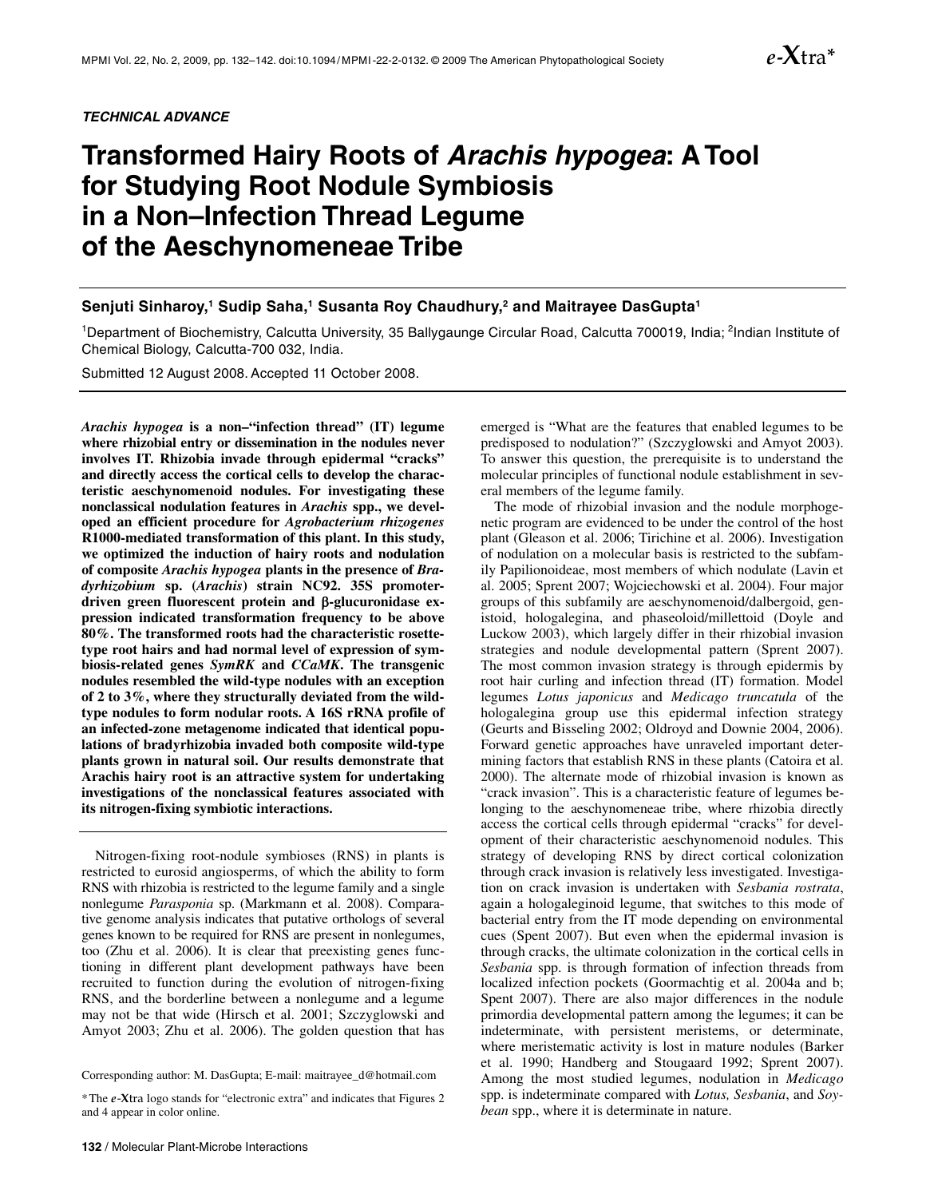*TECHNICAL ADVANCE*

# Transformed Hairy Roots of *Arachis hypogea*: A Tool for Studying Root Nodule Symbiosis in a Non–Infection Thread Legume of the Aeschynomeneae Tribe

**Senjuti Sinharoy,[1] Sudip Saha,[1] Susanta Roy Chaudhury,[2] and Maitrayee DasGupta[1]**

[1]Department of Biochemistry, Calcutta University, 35 Ballygaunge Circular Road, Calcutta 700019, India; [2]Indian Institute of Chemical Biology, Calcutta-700 032, India.

Submitted 12 August 2008. Accepted 11 October 2008.

***Arachis hypogea*** **is a non–"infection thread" (IT) legume where rhizobial entry or dissemination in the nodules never involves IT. Rhizobia invade through epidermal "cracks" and directly access the cortical cells to develop the characteristic aeschynomenoid nodules. For investigating these nonclassical nodulation features in *Arachis* spp., we developed an efficient procedure for *Agrobacterium rhizogenes* R1000-mediated transformation of this plant. In this study, we optimized the induction of hairy roots and nodulation of composite *Arachis hypogea* plants in the presence of *Bradyrhizobium* sp. (*Arachis*) strain NC92. 35S promoter-driven green fluorescent protein and β-glucuronidase expression indicated transformation frequency to be above 80%. The transformed roots had the characteristic rosette-type root hairs and had normal level of expression of symbiosis-related genes *SymRK* and *CCaMK*. The transgenic nodules resembled the wild-type nodules with an exception of 2 to 3%, where they structurally deviated from the wild-type nodules to form nodular roots. A 16S rRNA profile of an infected-zone metagenome indicated that identical populations of bradyrhizobia invaded both composite wild-type plants grown in natural soil. Our results demonstrate that Arachis hairy root is an attractive system for undertaking investigations of the nonclassical features associated with its nitrogen-fixing symbiotic interactions.**

Nitrogen-fixing root-nodule symbioses (RNS) in plants is restricted to eurosid angiosperms, of which the ability to form RNS with rhizobia is restricted to the legume family and a single nonlegume *Parasponia* sp. (Markmann et al. 2008). Comparative genome analysis indicates that putative orthologs of several genes known to be required for RNS are present in nonlegumes, too (Zhu et al. 2006). It is clear that preexisting genes functioning in different plant development pathways have been recruited to function during the evolution of nitrogen-fixing RNS, and the borderline between a nonlegume and a legume may not be that wide (Hirsch et al. 2001; Szczyglowski and Amyot 2003; Zhu et al. 2006). The golden question that has emerged is "What are the features that enabled legumes to be predisposed to nodulation?" (Szczyglowski and Amyot 2003). To answer this question, the prerequisite is to understand the molecular principles of functional nodule establishment in several members of the legume family.

The mode of rhizobial invasion and the nodule morphogenetic program are evidenced to be under the control of the host plant (Gleason et al. 2006; Tirichine et al. 2006). Investigation of nodulation on a molecular basis is restricted to the subfamily Papilionoideae, most members of which nodulate (Lavin et al. 2005; Sprent 2007; Wojciechowski et al. 2004). Four major groups of this subfamily are aeschynomenoid/dalbergoid, genistoid, hologalegina, and phaseoloid/millettoid (Doyle and Luckow 2003), which largely differ in their rhizobial invasion strategies and nodule developmental pattern (Sprent 2007). The most common invasion strategy is through epidermis by root hair curling and infection thread (IT) formation. Model legumes *Lotus japonicus* and *Medicago truncatula* of the hologalegina group use this epidermal infection strategy (Geurts and Bisseling 2002; Oldroyd and Downie 2004, 2006). Forward genetic approaches have unraveled important determining factors that establish RNS in these plants (Catoira et al. 2000). The alternate mode of rhizobial invasion is known as "crack invasion". This is a characteristic feature of legumes belonging to the aeschynomeneae tribe, where rhizobia directly access the cortical cells through epidermal "cracks" for development of their characteristic aeschynomenoid nodules. This strategy of developing RNS by direct cortical colonization through crack invasion is relatively less investigated. Investigation on crack invasion is undertaken with *Sesbania rostrata*, again a hologaleginoid legume, that switches to this mode of bacterial entry from the IT mode depending on environmental cues (Spent 2007). But even when the epidermal invasion is through cracks, the ultimate colonization in the cortical cells in *Sesbania* spp. is through formation of infection threads from localized infection pockets (Goormachtig et al. 2004a and b; Spent 2007). There are also major differences in the nodule primordia developmental pattern among the legumes; it can be indeterminate, with persistent meristems, or determinate, where meristematic activity is lost in mature nodules (Barker et al. 1990; Handberg and Stougaard 1992; Sprent 2007). Among the most studied legumes, nodulation in *Medicago* spp. is indeterminate compared with *Lotus*, *Sesbania*, and *Soybean* spp., where it is determinate in nature.

Corresponding author: M. DasGupta; E-mail: maitrayee_d@hotmail.com

*The *e*-Xtra logo stands for "electronic extra" and indicates that Figures 2 and 4 appear in color online.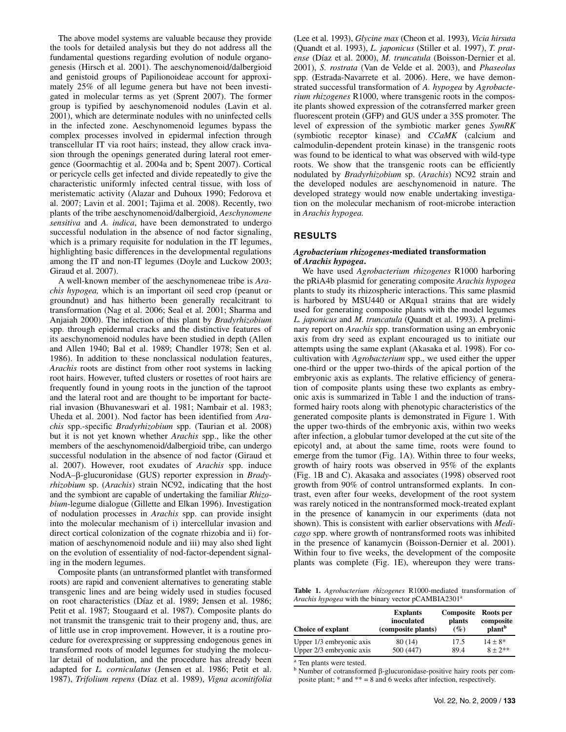The above model systems are valuable because they provide the tools for detailed analysis but they do not address all the fundamental questions regarding evolution of nodule organogenesis (Hirsch et al. 2001). The aeschynomenoid/dalbergioid and genistoid groups of Papilionoideae account for approximately 25% of all legume genera but have not been investigated in molecular terms as yet (Sprent 2007). The former group is typified by aeschynomenoid nodules (Lavin et al. 2001), which are determinate nodules with no uninfected cells in the infected zone. Aeschynomenoid legumes bypass the complex processes involved in epidermal infection through transcellular IT via root hairs; instead, they allow crack invasion through the openings generated during lateral root emergence (Goormachtig et al. 2004a and b; Spent 2007). Cortical or pericycle cells get infected and divide repeatedly to give the characteristic uniformly infected central tissue, with loss of meristematic activity (Alazar and Duhoux 1990; Fedorova et al. 2007; Lavin et al. 2001; Tajima et al. 2008). Recently, two plants of the tribe aeschynomenoid/dalbergioid, *Aeschynomene sensitiva* and *A. indica*, have been demonstrated to undergo successful nodulation in the absence of nod factor signaling, which is a primary requisite for nodulation in the IT legumes, highlighting basic differences in the developmental regulations among the IT and non-IT legumes (Doyle and Luckow 2003; Giraud et al. 2007).

A well-known member of the aeschynomeneae tribe is *Arachis hypogea,* which is an important oil seed crop (peanut or groundnut) and has hitherto been generally recalcitrant to transformation (Nag et al. 2006; Seal et al. 2001; Sharma and Anjaiah 2000). The infection of this plant by *Bradyrhizobium* spp. through epidermal cracks and the distinctive features of its aeschynomenoid nodules have been studied in depth (Allen and Allen 1940; Bal et al. 1989; Chandler 1978; Sen et al. 1986). In addition to these nonclassical nodulation features, *Arachis* roots are distinct from other root systems in lacking root hairs. However, tufted clusters or rosettes of root hairs are frequently found in young roots in the junction of the taproot and the lateral root and are thought to be important for bacterial invasion (Bhuvaneswari et al. 1981; Nambair et al. 1983; Uheda et al. 2001). Nod factor has been identified from *Arachis* spp.-specific *Bradyrhizobium* spp. (Taurian et al. 2008) but it is not yet known whether *Arachis* spp., like the other members of the aeschynomenoid/dalbergioid tribe, can undergo successful nodulation in the absence of nod factor (Giraud et al. 2007). However, root exudates of *Arachis* spp. induce NodA–β-glucuronidase (GUS) reporter expression in *Bradyrhizobium* sp. (*Arachis*) strain NC92, indicating that the host and the symbiont are capable of undertaking the familiar *Rhizobium*-legume dialogue (Gillette and Elkan 1996). Investigation of nodulation processes in *Arachis* spp. can provide insight into the molecular mechanism of i) intercellular invasion and direct cortical colonization of the cognate rhizobia and ii) formation of aeschynomenoid nodule and iii) may also shed light on the evolution of essentiality of nod-factor-dependent signaling in the modern legumes.

Composite plants (an untransformed plantlet with transformed roots) are rapid and convenient alternatives to generating stable transgenic lines and are being widely used in studies focused on root characteristics (Díaz et al. 1989; Jensen et al. 1986; Petit et al. 1987; Stougaard et al. 1987). Composite plants do not transmit the transgenic trait to their progeny and, thus, are of little use in crop improvement. However, it is a routine procedure for overexpressing or suppressing endogenous genes in transformed roots of model legumes for studying the molecular detail of nodulation, and the procedure has already been adapted for *L. corniculatus* (Jensen et al. 1986; Petit et al. 1987), *Trifolium repens* (Díaz et al. 1989), *Vigna aconitifolia* (Lee et al. 1993), *Glycine max* (Cheon et al. 1993), *Vicia hirsuta* (Quandt et al. 1993), *L. japonicus* (Stiller et al. 1997), *T. pratense* (Díaz et al. 2000), *M. truncatula* (Boisson-Dernier et al. 2001), *S. rostrata* (Van de Velde et al. 2003), and *Phaseolus* spp. (Estrada-Navarrete et al. 2006). Here, we have demonstrated successful transformation of *A. hypogea* by *Agrobacterium rhizogenes* R1000, where transgenic roots in the composite plants showed expression of the cotransferred marker green fluorescent protein (GFP) and GUS under a 35S promoter. The level of expression of the symbiotic marker genes *SymRK* (symbiotic receptor kinase) and *CCaMK* (calcium and calmodulin-dependent protein kinase) in the transgenic roots was found to be identical to what was observed with wild-type roots. We show that the transgenic roots can be efficiently nodulated by *Bradyrhizobium* sp. (*Arachis*) NC92 strain and the developed nodules are aeschynomenoid in nature. The developed strategy would now enable undertaking investigation on the molecular mechanism of root-microbe interaction in *Arachis hypogea.*

## RESULTS

### *Agrobacterium rhizogenes*-mediated transformation of *Arachis hypogea*.

We have used *Agrobacterium rhizogenes* R1000 harboring the pRiA4b plasmid for generating composite *Arachis hypogea* plants to study its rhizospheric interactions. This same plasmid is harbored by MSU440 or ARqua1 strains that are widely used for generating composite plants with the model legumes *L. japonicus* and *M. truncatula* (Quandt et al. 1993). A preliminary report on *Arachis* spp. transformation using an embryonic axis from dry seed as explant encouraged us to initiate our attempts using the same explant (Akasaka et al. 1998). For co-cultivation with *Agrobacterium* spp., we used either the upper one-third or the upper two-thirds of the apical portion of the embryonic axis as explants. The relative efficiency of generation of composite plants using these two explants as embryonic axis is summarized in Table 1 and the induction of transformed hairy roots along with phenotypic characteristics of the generated composite plants is demonstrated in Figure 1. With the upper two-thirds of the embryonic axis, within two weeks after infection, a globular tumor developed at the cut site of the epicotyl and, at about the same time, roots were found to emerge from the tumor (Fig. 1A). Within three to four weeks, growth of hairy roots was observed in 95% of the explants (Fig. 1B and C). Akasaka and associates (1998) observed root growth from 90% of control untransformed explants. In contrast, even after four weeks, development of the root system was rarely noticed in the nontransformed mock-treated explant in the presence of kanamycin in our experiments (data not shown). This is consistent with earlier observations with *Medicago* spp. where growth of nontransformed roots was inhibited in the presence of kanamycin (Boisson-Dernier et al. 2001). Within four to five weeks, the development of the composite plants was complete (Fig. 1E), whereupon they were trans-

**Table 1.** *Agrobacterium rhizogenes* R1000-mediated transformation of *Arachis hypogea* with the binary vector pCAMBIA2301[a]

| Choice of explant | Explants inoculated (composite plants) | Composite plants (%) | Roots per composite plant[b] |
|---|---|---|---|
| Upper 1/3 embryonic axis | 80 (14) | 17.5 | 14 ± 8* |
| Upper 2/3 embryonic axis | 500 (447) | 89.4 | 8 ± 2** |

[a] Ten plants were tested.
[b] Number of cotransformed β-glucuronidase-positive hairy roots per composite plant; * and ** = 8 and 6 weeks after infection, respectively.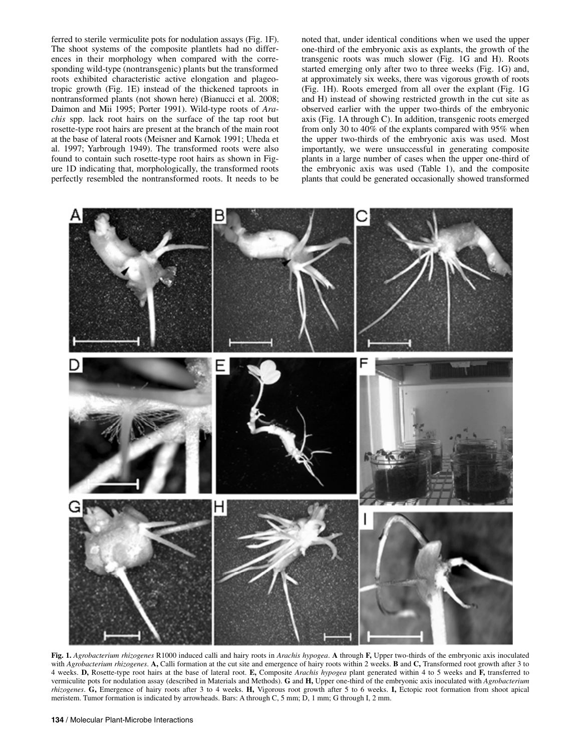ferred to sterile vermiculite pots for nodulation assays (Fig. 1F). The shoot systems of the composite plantlets had no differences in their morphology when compared with the corresponding wild-type (nontransgenic) plants but the transformed roots exhibited characteristic active elongation and plageotropic growth (Fig. 1E) instead of the thickened taproots in nontransformed plants (not shown here) (Bianucci et al. 2008; Daimon and Mii 1995; Porter 1991). Wild-type roots of *Arachis* spp. lack root hairs on the surface of the tap root but rosette-type root hairs are present at the branch of the main root at the base of lateral roots (Meisner and Karnok 1991; Uheda et al. 1997; Yarbrough 1949). The transformed roots were also found to contain such rosette-type root hairs as shown in Figure 1D indicating that, morphologically, the transformed roots perfectly resembled the nontransformed roots. It needs to be noted that, under identical conditions when we used the upper one-third of the embryonic axis as explants, the growth of the transgenic roots was much slower (Fig. 1G and H). Roots started emerging only after two to three weeks (Fig. 1G) and, at approximately six weeks, there was vigorous growth of roots (Fig. 1H). Roots emerged from all over the explant (Fig. 1G and H) instead of showing restricted growth in the cut site as observed earlier with the upper two-thirds of the embryonic axis (Fig. 1A through C). In addition, transgenic roots emerged from only 30 to 40% of the explants compared with 95% when the upper two-thirds of the embryonic axis was used. Most importantly, we were unsuccessful in generating composite plants in a large number of cases when the upper one-third of the embryonic axis was used (Table 1), and the composite plants that could be generated occasionally showed transformed

**Fig. 1.** *Agrobacterium rhizogenes* R1000 induced calli and hairy roots in *Arachis hypogea*. **A** through **F,** Upper two-thirds of the embryonic axis inoculated with *Agrobacterium rhizogenes*. **A,** Calli formation at the cut site and emergence of hairy roots within 2 weeks. **B** and **C,** Transformed root growth after 3 to 4 weeks. **D,** Rosette-type root hairs at the base of lateral root. **E,** Composite *Arachis hypogea* plant generated within 4 to 5 weeks and **F,** transferred to vermiculite pots for nodulation assay (described in Materials and Methods). **G** and **H,** Upper one-third of the embryonic axis inoculated with *Agrobacterium rhizogenes*. **G,** Emergence of hairy roots after 3 to 4 weeks. **H,** Vigorous root growth after 5 to 6 weeks. **I,** Ectopic root formation from shoot apical meristem. Tumor formation is indicated by arrowheads. Bars: A through C, 5 mm; D, 1 mm; G through I, 2 mm.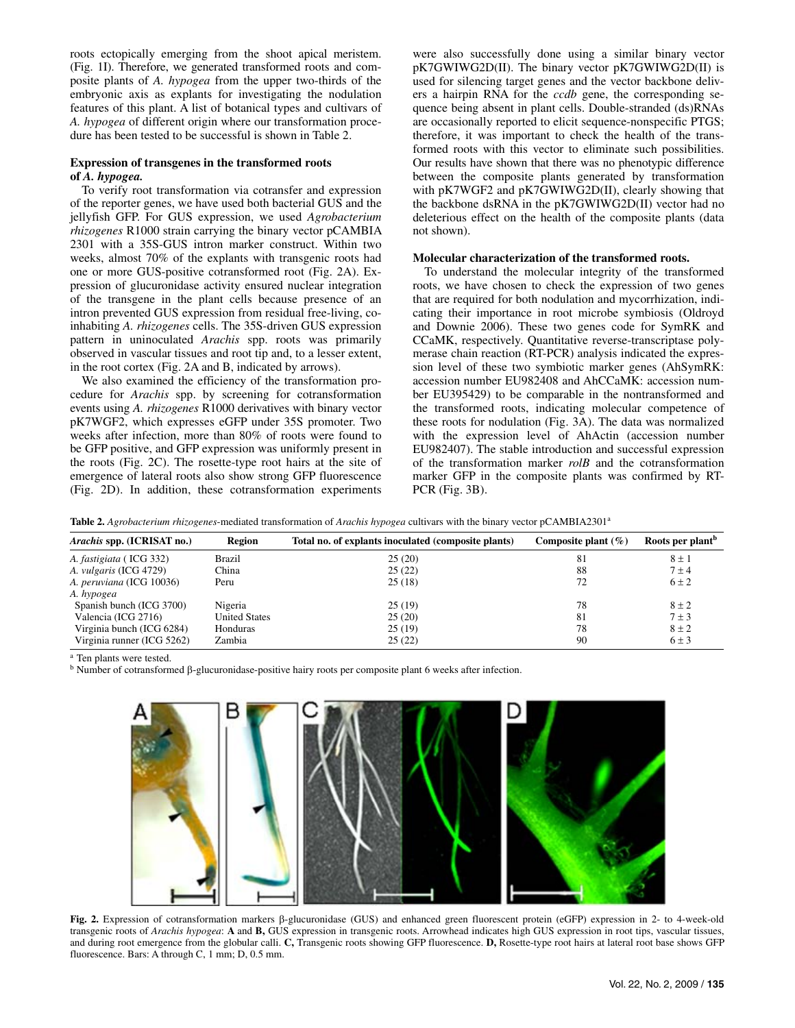roots ectopically emerging from the shoot apical meristem. (Fig. 1I). Therefore, we generated transformed roots and composite plants of *A. hypogea* from the upper two-thirds of the embryonic axis as explants for investigating the nodulation features of this plant. A list of botanical types and cultivars of *A. hypogea* of different origin where our transformation procedure has been tested to be successful is shown in Table 2.

### Expression of transgenes in the transformed roots of *A. hypogea*.

To verify root transformation via cotransfer and expression of the reporter genes, we have used both bacterial GUS and the jellyfish GFP. For GUS expression, we used *Agrobacterium rhizogenes* R1000 strain carrying the binary vector pCAMBIA 2301 with a 35S-GUS intron marker construct. Within two weeks, almost 70% of the explants with transgenic roots had one or more GUS-positive cotransformed root (Fig. 2A). Expression of glucuronidase activity ensured nuclear integration of the transgene in the plant cells because presence of an intron prevented GUS expression from residual free-living, coinhabiting *A. rhizogenes* cells. The 35S-driven GUS expression pattern in uninoculated *Arachis* spp. roots was primarily observed in vascular tissues and root tip and, to a lesser extent, in the root cortex (Fig. 2A and B, indicated by arrows).

We also examined the efficiency of the transformation procedure for *Arachis* spp. by screening for cotransformation events using *A. rhizogenes* R1000 derivatives with binary vector pK7WGF2, which expresses eGFP under 35S promoter. Two weeks after infection, more than 80% of roots were found to be GFP positive, and GFP expression was uniformly present in the roots (Fig. 2C). The rosette-type root hairs at the site of emergence of lateral roots also show strong GFP fluorescence (Fig. 2D). In addition, these cotransformation experiments were also successfully done using a similar binary vector pK7GWIWG2D(II). The binary vector pK7GWIWG2D(II) is used for silencing target genes and the vector backbone delivers a hairpin RNA for the *ccdb* gene, the corresponding sequence being absent in plant cells. Double-stranded (ds)RNAs are occasionally reported to elicit sequence-nonspecific PTGS; therefore, it was important to check the health of the transformed roots with this vector to eliminate such possibilities. Our results have shown that there was no phenotypic difference between the composite plants generated by transformation with pK7WGF2 and pK7GWIWG2D(II), clearly showing that the backbone dsRNA in the pK7GWIWG2D(II) vector had no deleterious effect on the health of the composite plants (data not shown).

### Molecular characterization of the transformed roots.

To understand the molecular integrity of the transformed roots, we have chosen to check the expression of two genes that are required for both nodulation and mycorrhization, indicating their importance in root microbe symbiosis (Oldroyd and Downie 2006). These two genes code for SymRK and CCaMK, respectively. Quantitative reverse-transcriptase polymerase chain reaction (RT-PCR) analysis indicated the expression level of these two symbiotic marker genes (AhSymRK: accession number EU982408 and AhCCaMK: accession number EU395429) to be comparable in the nontransformed and the transformed roots, indicating molecular competence of these roots for nodulation (Fig. 3A). The data was normalized with the expression level of AhActin (accession number EU982407). The stable introduction and successful expression of the transformation marker *rolB* and the cotransformation marker GFP in the composite plants was confirmed by RT-PCR (Fig. 3B).

**Table 2.** *Agrobacterium rhizogenes*-mediated transformation of *Arachis hypogea* cultivars with the binary vector pCAMBIA2301[a]

| *Arachis* spp. (ICRISAT no.) | Region | Total no. of explants inoculated (composite plants) | Composite plant (%) | Roots per plant[b] |
|---|---|---|---|---|
| *A. fastigiata* ( ICG 332) | Brazil | 25 (20) | 81 | 8 ± 1 |
| *A. vulgaris* (ICG 4729) | China | 25 (22) | 88 | 7 ± 4 |
| *A. peruviana* (ICG 10036) | Peru | 25 (18) | 72 | 6 ± 2 |
| *A. hypogea* | | | | |
| Spanish bunch (ICG 3700) | Nigeria | 25 (19) | 78 | 8 ± 2 |
| Valencia (ICG 2716) | United States | 25 (20) | 81 | 7 ± 3 |
| Virginia bunch (ICG 6284) | Honduras | 25 (19) | 78 | 8 ± 2 |
| Virginia runner (ICG 5262) | Zambia | 25 (22) | 90 | 6 ± 3 |

[a] Ten plants were tested.
[b] Number of cotransformed β-glucuronidase-positive hairy roots per composite plant 6 weeks after infection.

**Fig. 2.** Expression of cotransformation markers β-glucuronidase (GUS) and enhanced green fluorescent protein (eGFP) expression in 2- to 4-week-old transgenic roots of *Arachis hypogea*: **A** and **B,** GUS expression in transgenic roots. Arrowhead indicates high GUS expression in root tips, vascular tissues, and during root emergence from the globular calli. **C,** Transgenic roots showing GFP fluorescence. **D,** Rosette-type root hairs at lateral root base shows GFP fluorescence. Bars: A through C, 1 mm; D, 0.5 mm.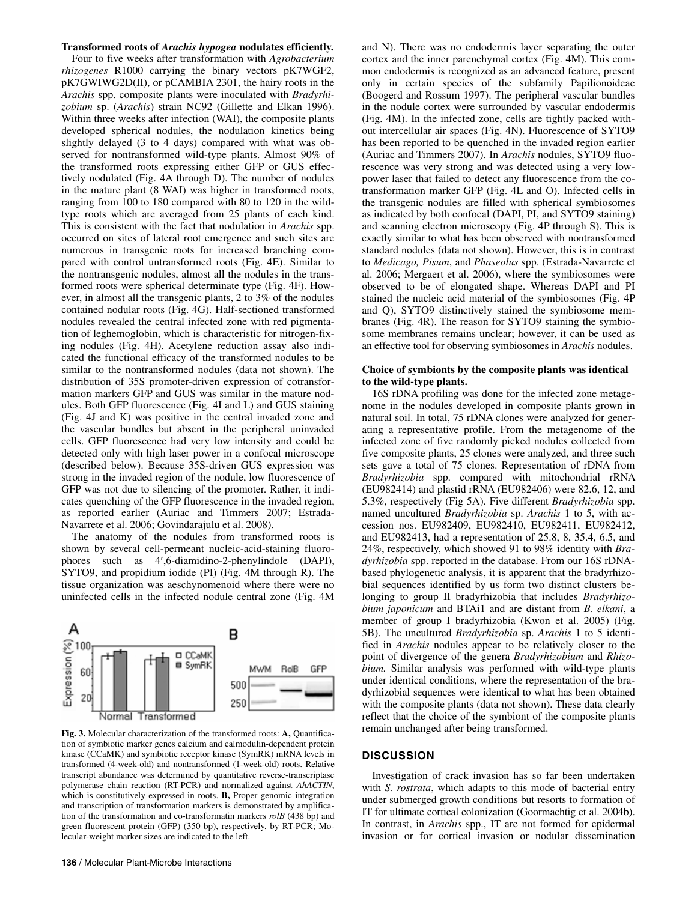**Transformed roots of *Arachis hypogea* nodulates efficiently.**

Four to five weeks after transformation with *Agrobacterium rhizogenes* R1000 carrying the binary vectors pK7WGF2, pK7GWIWG2D(II), or pCAMBIA 2301, the hairy roots in the *Arachis* spp. composite plants were inoculated with *Bradyrhizobium* sp. (*Arachis*) strain NC92 (Gillette and Elkan 1996). Within three weeks after infection (WAI), the composite plants developed spherical nodules, the nodulation kinetics being slightly delayed (3 to 4 days) compared with what was observed for nontransformed wild-type plants. Almost 90% of the transformed roots expressing either GFP or GUS effectively nodulated (Fig. 4A through D). The number of nodules in the mature plant (8 WAI) was higher in transformed roots, ranging from 100 to 180 compared with 80 to 120 in the wild-type roots which are averaged from 25 plants of each kind. This is consistent with the fact that nodulation in *Arachis* spp. occurred on sites of lateral root emergence and such sites are numerous in transgenic roots for increased branching compared with control untransformed roots (Fig. 4E). Similar to the nontransgenic nodules, almost all the nodules in the transformed roots were spherical determinate type (Fig. 4F). However, in almost all the transgenic plants, 2 to 3% of the nodules contained nodular roots (Fig. 4G). Half-sectioned transformed nodules revealed the central infected zone with red pigmentation of leghemoglobin, which is characteristic for nitrogen-fixing nodules (Fig. 4H). Acetylene reduction assay also indicated the functional efficacy of the transformed nodules to be similar to the nontransformed nodules (data not shown). The distribution of 35S promoter-driven expression of cotransformation markers GFP and GUS was similar in the mature nodules. Both GFP fluorescence (Fig. 4I and L) and GUS staining (Fig. 4J and K) was positive in the central invaded zone and the vascular bundles but absent in the peripheral uninvaded cells. GFP fluorescence had very low intensity and could be detected only with high laser power in a confocal microscope (described below). Because 35S-driven GUS expression was strong in the invaded region of the nodule, low fluorescence of GFP was not due to silencing of the promoter. Rather, it indicates quenching of the GFP fluorescence in the invaded region, as reported earlier (Auriac and Timmers 2007; Estrada-Navarrete et al. 2006; Govindarajulu et al. 2008).

The anatomy of the nodules from transformed roots is shown by several cell-permeant nucleic-acid-staining fluorophores such as 4′,6-diamidino-2-phenylindole (DAPI), SYTO9, and propidium iodide (PI) (Fig. 4M through R). The tissue organization was aeschynomenoid where there were no uninfected cells in the infected nodule central zone (Fig. 4M and N). There was no endodermis layer separating the outer cortex and the inner parenchymal cortex (Fig. 4M). This common endodermis is recognized as an advanced feature, present only in certain species of the subfamily Papilionoideae (Boogerd and Rossum 1997). The peripheral vascular bundles in the nodule cortex were surrounded by vascular endodermis (Fig. 4M). In the infected zone, cells are tightly packed without intercellular air spaces (Fig. 4N). Fluorescence of SYTO9 has been reported to be quenched in the invaded region earlier (Auriac and Timmers 2007). In *Arachis* nodules, SYTO9 fluorescence was very strong and was detected using a very low-power laser that failed to detect any fluorescence from the co-transformation marker GFP (Fig. 4L and O). Infected cells in the transgenic nodules are filled with spherical symbiosomes as indicated by both confocal (DAPI, PI, and SYTO9 staining) and scanning electron microscopy (Fig. 4P through S). This is exactly similar to what has been observed with nontransformed standard nodules (data not shown). However, this is in contrast to *Medicago, Pisum*, and *Phaseolus* spp. (Estrada-Navarrete et al. 2006; Mergaert et al. 2006), where the symbiosomes were observed to be of elongated shape. Whereas DAPI and PI stained the nucleic acid material of the symbiosomes (Fig. 4P and Q), SYTO9 distinctively stained the symbiosome membranes (Fig. 4R). The reason for SYTO9 staining the symbiosome membranes remains unclear; however, it can be used as an effective tool for observing symbiosomes in *Arachis* nodules.

**Choice of symbionts by the composite plants was identical to the wild-type plants.**

16S rDNA profiling was done for the infected zone metagenome in the nodules developed in composite plants grown in natural soil. In total, 75 rDNA clones were analyzed for generating a representative profile. From the metagenome of the infected zone of five randomly picked nodules collected from five composite plants, 25 clones were analyzed, and three such sets gave a total of 75 clones. Representation of rDNA from *Bradyrhizobia* spp. compared with mitochondrial rRNA (EU982414) and plastid rRNA (EU982406) were 82.6, 12, and 5.3%, respectively (Fig 5A). Five different *Bradyrhizobia* spp. named uncultured *Bradyrhizobia* sp. *Arachis* 1 to 5, with accession nos. EU982409, EU982410, EU982411, EU982412, and EU982413, had a representation of 25.8, 8, 35.4, 6.5, and 24%, respectively, which showed 91 to 98% identity with *Bradyrhizobia* spp. reported in the database. From our 16S rDNA-based phylogenetic analysis, it is apparent that the bradyrhizobial sequences identified by us form two distinct clusters belonging to group II bradyrhizobia that includes *Bradyrhizobium japonicum* and BTAi1 and are distant from *B. elkani*, a member of group I bradyrhizobia (Kwon et al. 2005) (Fig. 5B). The uncultured *Bradyrhizobia* sp. *Arachis* 1 to 5 identified in *Arachis* nodules appear to be relatively closer to the point of divergence of the genera *Bradyrhizobium* and *Rhizobium.* Similar analysis was performed with wild-type plants under identical conditions, where the representation of the bradyrhizobial sequences were identical to what has been obtained with the composite plants (data not shown). These data clearly reflect that the choice of the symbiont of the composite plants remain unchanged after being transformed.

**Fig. 3.** Molecular characterization of the transformed roots: **A,** Quantification of symbiotic marker genes calcium and calmodulin-dependent protein kinase (CCaMK) and symbiotic receptor kinase (SymRK) mRNA levels in transformed (4-week-old) and nontransformed (1-week-old) roots. Relative transcript abundance was determined by quantitative reverse-transcriptase polymerase chain reaction (RT-PCR) and normalized against *AhACTIN*, which is constitutively expressed in roots. **B,** Proper genomic integration and transcription of transformation markers is demonstrated by amplification of the transformation and co-transformatin markers *rolB* (438 bp) and green fluorescent protein (GFP) (350 bp), respectively, by RT-PCR; Molecular-weight marker sizes are indicated to the left.

## DISCUSSION

Investigation of crack invasion has so far been undertaken with *S. rostrata*, which adapts to this mode of bacterial entry under submerged growth conditions but resorts to formation of IT for ultimate cortical colonization (Goormachtig et al. 2004b). In contrast, in *Arachis* spp., IT are not formed for epidermal invasion or for cortical invasion or nodular dissemination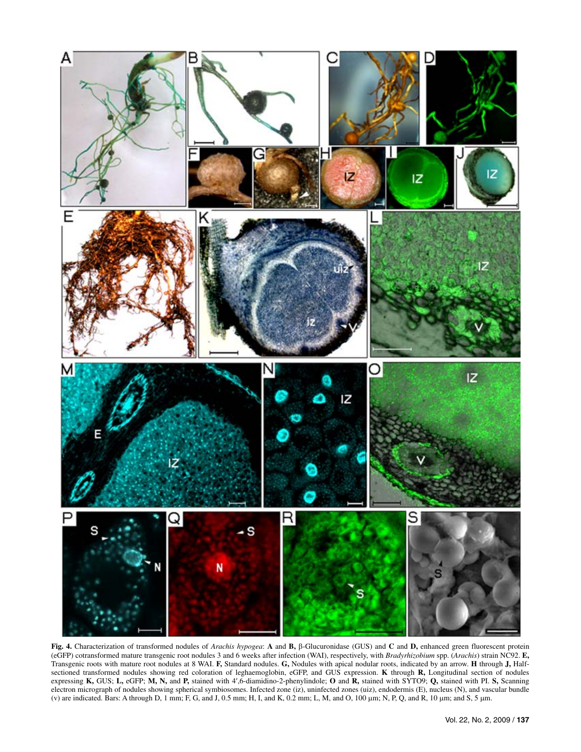**Fig. 4.** Characterization of transformed nodules of *Arachis hypogea*: **A** and **B,** β-Glucuronidase (GUS) and **C** and **D,** enhanced green fluorescent protein (eGFP) cotransformed mature transgenic root nodules 3 and 6 weeks after infection (WAI), respectively, with *Bradyrhizobium* spp. (*Arachis*) strain NC92. **E,** Transgenic roots with mature root nodules at 8 WAI. **F,** Standard nodules. **G,** Nodules with apical nodular roots, indicated by an arrow. **H** through **J,** Half-sectioned transformed nodules showing red coloration of leghaemoglobin, eGFP, and GUS expression. **K** through **R,** Longitudinal section of nodules expressing **K,** GUS; **L,** eGFP; **M, N,** and **P,** stained with 4′,6-diamidino-2-phenylindole; **O** and **R,** stained with SYTO9; **Q,** stained with PI. **S,** Scanning electron micrograph of nodules showing spherical symbiosomes. Infected zone (iz), uninfected zones (uiz), endodermis (E), nucleus (N), and vascular bundle (v) are indicated. Bars: A through D, 1 mm; F, G, and J, 0.5 mm; H, I, and K, 0.2 mm; L, M, and O, 100 μm; N, P, Q, and R, 10 μm; and S, 5 μm.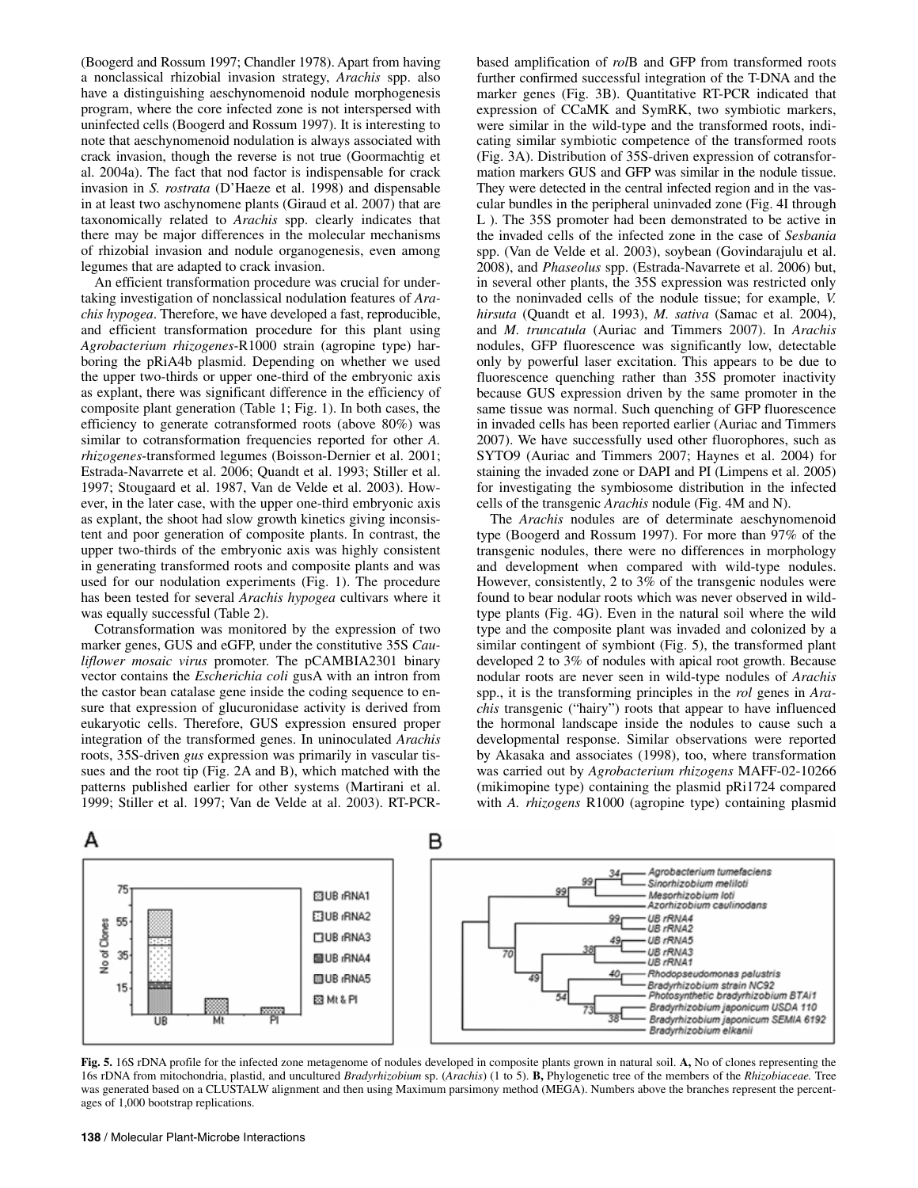(Boogerd and Rossum 1997; Chandler 1978). Apart from having a nonclassical rhizobial invasion strategy, *Arachis* spp. also have a distinguishing aeschynomenoid nodule morphogenesis program, where the core infected zone is not interspersed with uninfected cells (Boogerd and Rossum 1997). It is interesting to note that aeschynomenoid nodulation is always associated with crack invasion, though the reverse is not true (Goormachtig et al. 2004a). The fact that nod factor is indispensable for crack invasion in *S. rostrata* (D'Haeze et al. 1998) and dispensable in at least two aschynomene plants (Giraud et al. 2007) that are taxonomically related to *Arachis* spp. clearly indicates that there may be major differences in the molecular mechanisms of rhizobial invasion and nodule organogenesis, even among legumes that are adapted to crack invasion.

An efficient transformation procedure was crucial for undertaking investigation of nonclassical nodulation features of *Arachis hypogea*. Therefore, we have developed a fast, reproducible, and efficient transformation procedure for this plant using *Agrobacterium rhizogenes*-R1000 strain (agropine type) harboring the pRiA4b plasmid. Depending on whether we used the upper two-thirds or upper one-third of the embryonic axis as explant, there was significant difference in the efficiency of composite plant generation (Table 1; Fig. 1). In both cases, the efficiency to generate cotransformed roots (above 80%) was similar to cotransformation frequencies reported for other *A. rhizogenes*-transformed legumes (Boisson-Dernier et al. 2001; Estrada-Navarrete et al. 2006; Quandt et al. 1993; Stiller et al. 1997; Stougaard et al. 1987, Van de Velde et al. 2003). However, in the later case, with the upper one-third embryonic axis as explant, the shoot had slow growth kinetics giving inconsistent and poor generation of composite plants. In contrast, the upper two-thirds of the embryonic axis was highly consistent in generating transformed roots and composite plants and was used for our nodulation experiments (Fig. 1). The procedure has been tested for several *Arachis hypogea* cultivars where it was equally successful (Table 2).

Cotransformation was monitored by the expression of two marker genes, GUS and eGFP, under the constitutive 35S *Cauliflower mosaic virus* promoter. The pCAMBIA2301 binary vector contains the *Escherichia coli* gusA with an intron from the castor bean catalase gene inside the coding sequence to ensure that expression of glucuronidase activity is derived from eukaryotic cells. Therefore, GUS expression ensured proper integration of the transformed genes. In uninoculated *Arachis* roots, 35S-driven *gus* expression was primarily in vascular tissues and the root tip (Fig. 2A and B), which matched with the patterns published earlier for other systems (Martirani et al. 1999; Stiller et al. 1997; Van de Velde at al. 2003). RT-PCR-based amplification of *rol*B and GFP from transformed roots further confirmed successful integration of the T-DNA and the marker genes (Fig. 3B). Quantitative RT-PCR indicated that expression of CCaMK and SymRK, two symbiotic markers, were similar in the wild-type and the transformed roots, indicating similar symbiotic competence of the transformed roots (Fig. 3A). Distribution of 35S-driven expression of cotransformation markers GUS and GFP was similar in the nodule tissue. They were detected in the central infected region and in the vascular bundles in the peripheral uninvaded zone (Fig. 4I through L ). The 35S promoter had been demonstrated to be active in the invaded cells of the infected zone in the case of *Sesbania* spp. (Van de Velde et al. 2003), soybean (Govindarajulu et al. 2008), and *Phaseolus* spp. (Estrada-Navarrete et al. 2006) but, in several other plants, the 35S expression was restricted only to the noninvaded cells of the nodule tissue; for example, *V. hirsuta* (Quandt et al. 1993), *M. sativa* (Samac et al. 2004), and *M. truncatula* (Auriac and Timmers 2007). In *Arachis* nodules, GFP fluorescence was significantly low, detectable only by powerful laser excitation. This appears to be due to fluorescence quenching rather than 35S promoter inactivity because GUS expression driven by the same promoter in the same tissue was normal. Such quenching of GFP fluorescence in invaded cells has been reported earlier (Auriac and Timmers 2007). We have successfully used other fluorophores, such as SYTO9 (Auriac and Timmers 2007; Haynes et al. 2004) for staining the invaded zone or DAPI and PI (Limpens et al. 2005) for investigating the symbiosome distribution in the infected cells of the transgenic *Arachis* nodule (Fig. 4M and N).

The *Arachis* nodules are of determinate aeschynomenoid type (Boogerd and Rossum 1997). For more than 97% of the transgenic nodules, there were no differences in morphology and development when compared with wild-type nodules. However, consistently, 2 to 3% of the transgenic nodules were found to bear nodular roots which was never observed in wild-type plants (Fig. 4G). Even in the natural soil where the wild type and the composite plant was invaded and colonized by a similar contingent of symbiont (Fig. 5), the transformed plant developed 2 to 3% of nodules with apical root growth. Because nodular roots are never seen in wild-type nodules of *Arachis* spp., it is the transforming principles in the *rol* genes in *Arachis* transgenic ("hairy") roots that appear to have influenced the hormonal landscape inside the nodules to cause such a developmental response. Similar observations were reported by Akasaka and associates (1998), too, where transformation was carried out by *Agrobacterium rhizogens* MAFF-02-10266 (mikimopine type) containing the plasmid pRi1724 compared with *A. rhizogens* R1000 (agropine type) containing plasmid

**Fig. 5.** 16S rDNA profile for the infected zone metagenome of nodules developed in composite plants grown in natural soil. **A,** No of clones representing the 16s rDNA from mitochondria, plastid, and uncultured *Bradyrhizobium* sp. (*Arachis*) (1 to 5). **B,** Phylogenetic tree of the members of the *Rhizobiaceae.* Tree was generated based on a CLUSTALW alignment and then using Maximum parsimony method (MEGA). Numbers above the branches represent the percentages of 1,000 bootstrap replications.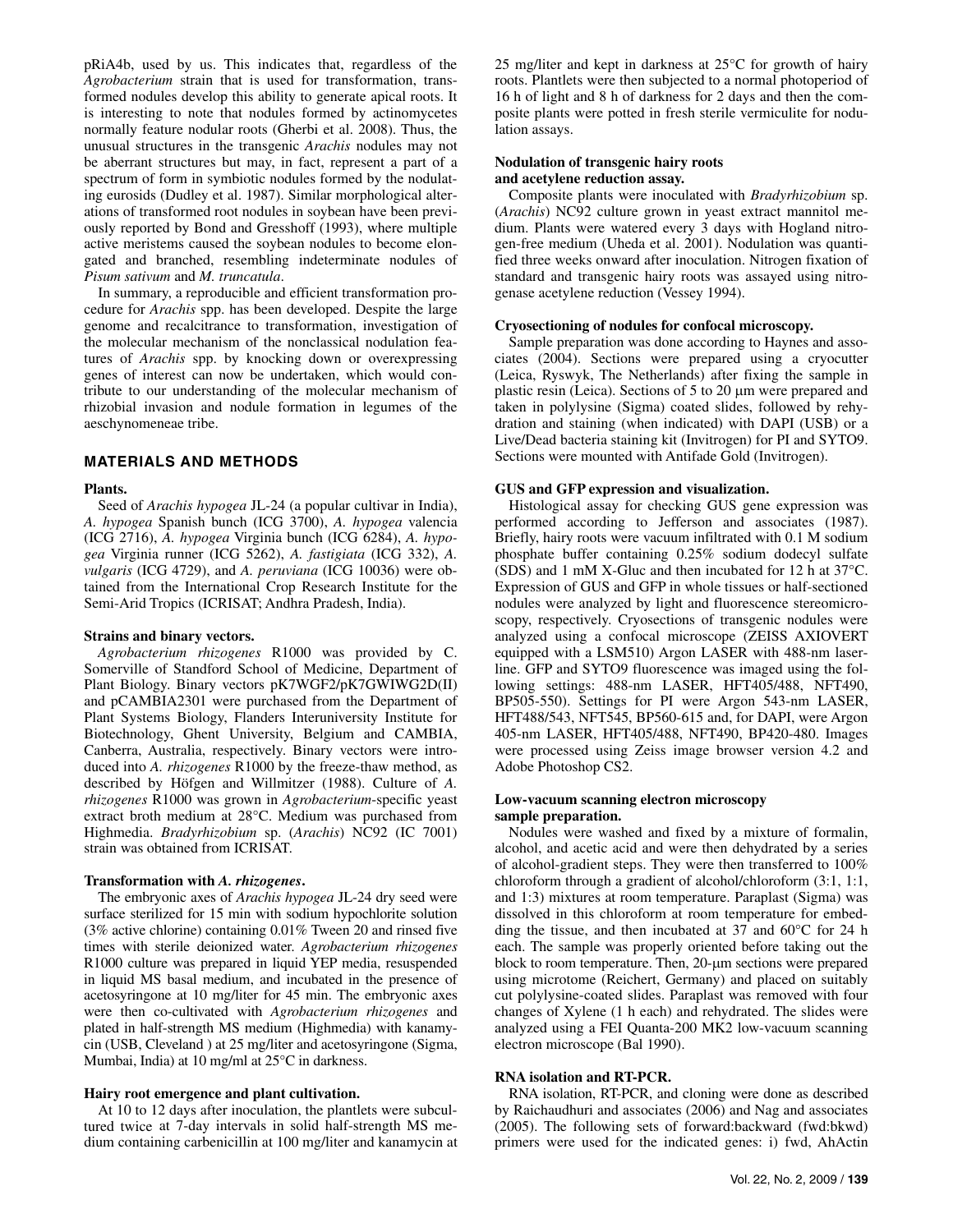pRiA4b, used by us. This indicates that, regardless of the *Agrobacterium* strain that is used for transformation, transformed nodules develop this ability to generate apical roots. It is interesting to note that nodules formed by actinomycetes normally feature nodular roots (Gherbi et al. 2008). Thus, the unusual structures in the transgenic *Arachis* nodules may not be aberrant structures but may, in fact, represent a part of a spectrum of form in symbiotic nodules formed by the nodulating eurosids (Dudley et al. 1987). Similar morphological alterations of transformed root nodules in soybean have been previously reported by Bond and Gresshoff (1993), where multiple active meristems caused the soybean nodules to become elongated and branched, resembling indeterminate nodules of *Pisum sativum* and *M. truncatula*.

In summary, a reproducible and efficient transformation procedure for *Arachis* spp. has been developed. Despite the large genome and recalcitrance to transformation, investigation of the molecular mechanism of the nonclassical nodulation features of *Arachis* spp. by knocking down or overexpressing genes of interest can now be undertaken, which would contribute to our understanding of the molecular mechanism of rhizobial invasion and nodule formation in legumes of the aeschynomeneae tribe.

## MATERIALS AND METHODS

### Plants.

Seed of *Arachis hypogea* JL-24 (a popular cultivar in India), *A. hypogea* Spanish bunch (ICG 3700), *A. hypogea* valencia (ICG 2716), *A. hypogea* Virginia bunch (ICG 6284), *A. hypogea* Virginia runner (ICG 5262), *A. fastigiata* (ICG 332), *A. vulgaris* (ICG 4729), and *A. peruviana* (ICG 10036) were obtained from the International Crop Research Institute for the Semi-Arid Tropics (ICRISAT; Andhra Pradesh, India).

### Strains and binary vectors.

*Agrobacterium rhizogenes* R1000 was provided by C. Somerville of Standford School of Medicine, Department of Plant Biology. Binary vectors pK7WGF2/pK7GWIWG2D(II) and pCAMBIA2301 were purchased from the Department of Plant Systems Biology, Flanders Interuniversity Institute for Biotechnology, Ghent University, Belgium and CAMBIA, Canberra, Australia, respectively. Binary vectors were introduced into *A. rhizogenes* R1000 by the freeze-thaw method, as described by Höfgen and Willmitzer (1988). Culture of *A. rhizogenes* R1000 was grown in *Agrobacterium*-specific yeast extract broth medium at 28°C. Medium was purchased from Highmedia. *Bradyrhizobium* sp. (*Arachis*) NC92 (IC 7001) strain was obtained from ICRISAT.

### Transformation with *A. rhizogenes*.

The embryonic axes of *Arachis hypogea* JL-24 dry seed were surface sterilized for 15 min with sodium hypochlorite solution (3% active chlorine) containing 0.01% Tween 20 and rinsed five times with sterile deionized water. *Agrobacterium rhizogenes* R1000 culture was prepared in liquid YEP media, resuspended in liquid MS basal medium, and incubated in the presence of acetosyringone at 10 mg/liter for 45 min. The embryonic axes were then co-cultivated with *Agrobacterium rhizogenes* and plated in half-strength MS medium (Highmedia) with kanamycin (USB, Cleveland ) at 25 mg/liter and acetosyringone (Sigma, Mumbai, India) at 10 mg/ml at 25°C in darkness.

### Hairy root emergence and plant cultivation.

At 10 to 12 days after inoculation, the plantlets were subcultured twice at 7-day intervals in solid half-strength MS medium containing carbenicillin at 100 mg/liter and kanamycin at 25 mg/liter and kept in darkness at 25°C for growth of hairy roots. Plantlets were then subjected to a normal photoperiod of 16 h of light and 8 h of darkness for 2 days and then the composite plants were potted in fresh sterile vermiculite for nodulation assays.

### Nodulation of transgenic hairy roots and acetylene reduction assay.

Composite plants were inoculated with *Bradyrhizobium* sp. (*Arachis*) NC92 culture grown in yeast extract mannitol medium. Plants were watered every 3 days with Hogland nitrogen-free medium (Uheda et al. 2001). Nodulation was quantified three weeks onward after inoculation. Nitrogen fixation of standard and transgenic hairy roots was assayed using nitrogenase acetylene reduction (Vessey 1994).

### Cryosectioning of nodules for confocal microscopy.

Sample preparation was done according to Haynes and associates (2004). Sections were prepared using a cryocutter (Leica, Ryswyk, The Netherlands) after fixing the sample in plastic resin (Leica). Sections of 5 to 20 µm were prepared and taken in polylysine (Sigma) coated slides, followed by rehydration and staining (when indicated) with DAPI (USB) or a Live/Dead bacteria staining kit (Invitrogen) for PI and SYTO9. Sections were mounted with Antifade Gold (Invitrogen).

### GUS and GFP expression and visualization.

Histological assay for checking GUS gene expression was performed according to Jefferson and associates (1987). Briefly, hairy roots were vacuum infiltrated with 0.1 M sodium phosphate buffer containing 0.25% sodium dodecyl sulfate (SDS) and 1 mM X-Gluc and then incubated for 12 h at 37°C. Expression of GUS and GFP in whole tissues or half-sectioned nodules were analyzed by light and fluorescence stereomicroscopy, respectively. Cryosections of transgenic nodules were analyzed using a confocal microscope (ZEISS AXIOVERT equipped with a LSM510) Argon LASER with 488-nm laserline. GFP and SYTO9 fluorescence was imaged using the following settings: 488-nm LASER, HFT405/488, NFT490, BP505-550). Settings for PI were Argon 543-nm LASER, HFT488/543, NFT545, BP560-615 and, for DAPI, were Argon 405-nm LASER, HFT405/488, NFT490, BP420-480. Images were processed using Zeiss image browser version 4.2 and Adobe Photoshop CS2.

### Low-vacuum scanning electron microscopy sample preparation.

Nodules were washed and fixed by a mixture of formalin, alcohol, and acetic acid and were then dehydrated by a series of alcohol-gradient steps. They were then transferred to 100% chloroform through a gradient of alcohol/chloroform (3:1, 1:1, and 1:3) mixtures at room temperature. Paraplast (Sigma) was dissolved in this chloroform at room temperature for embedding the tissue, and then incubated at 37 and 60°C for 24 h each. The sample was properly oriented before taking out the block to room temperature. Then, 20-µm sections were prepared using microtome (Reichert, Germany) and placed on suitably cut polylysine-coated slides. Paraplast was removed with four changes of Xylene (1 h each) and rehydrated. The slides were analyzed using a FEI Quanta-200 MK2 low-vacuum scanning electron microscope (Bal 1990).

### RNA isolation and RT-PCR.

RNA isolation, RT-PCR, and cloning were done as described by Raichaudhuri and associates (2006) and Nag and associates (2005). The following sets of forward:backward (fwd:bkwd) primers were used for the indicated genes: i) fwd, AhActin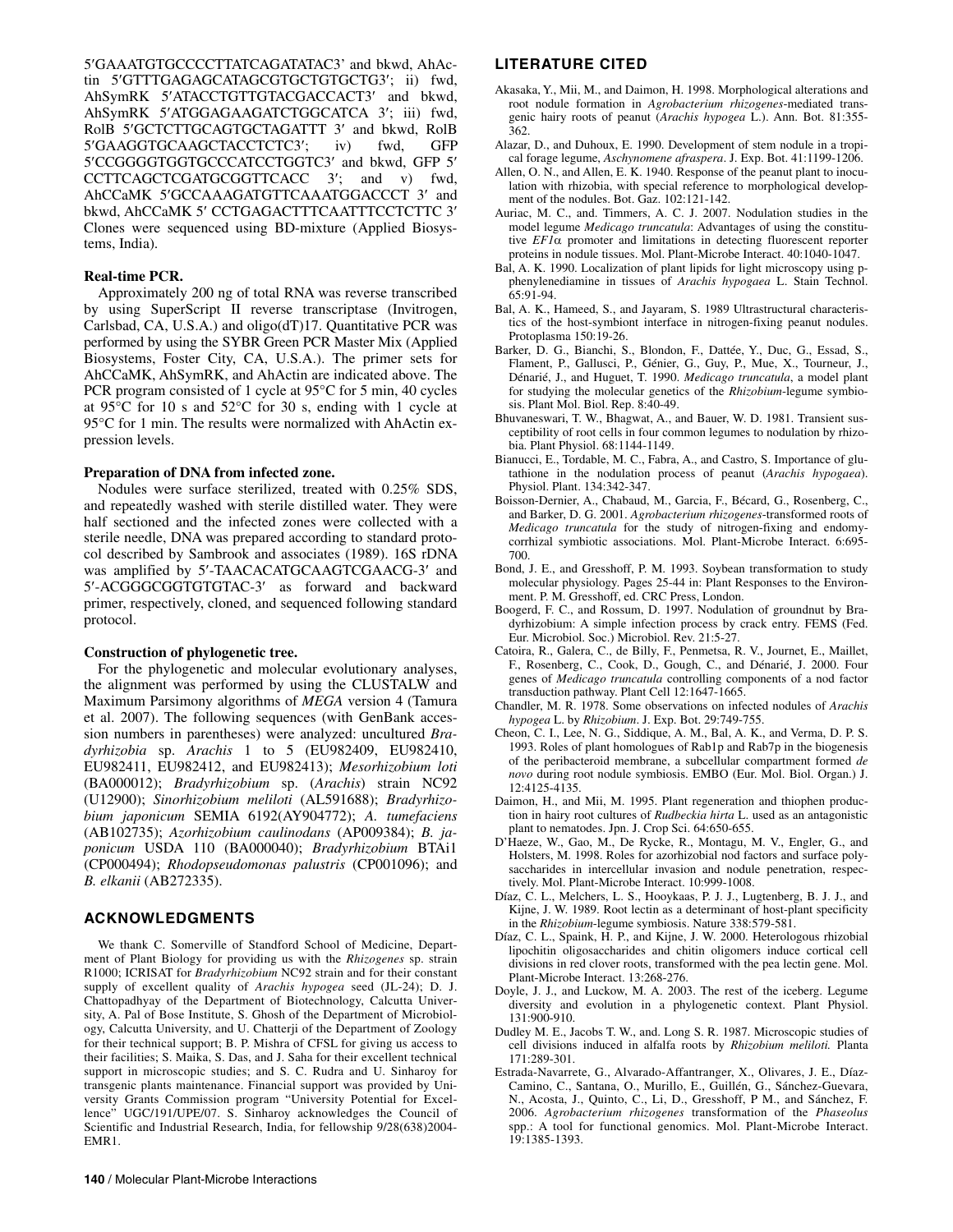5′GAAATGTGCCCCTTATCAGATATAC3' and bkwd, AhActin 5′GTTTGAGAGCATAGCGTGCTGTGCTG3′; ii) fwd, AhSymRK 5′ATACCTGTTGTACGACCACT3′ and bkwd, AhSymRK 5′ATGGAGAAGATCTGGCATCA 3′; iii) fwd, RolB 5′GCTCTTGCAGTGCTAGATTT 3′ and bkwd, RolB 5′GAAGGTGCAAGCTACCTCTC3′; iv) fwd, GFP 5′CCGGGGTGGTGCCCATCCTGGTC3′ and bkwd, GFP 5′ CCTTCAGCTCGATGCGGTTCACC 3′; and v) fwd, AhCCaMK 5′GCCAAAGATGTTCAAATGGACCCT 3′ and bkwd, AhCCaMK 5′ CCTGAGACTTTCAATTTCCTCTTC 3′ Clones were sequenced using BD-mixture (Applied Biosystems, India).

**Real-time PCR.**

Approximately 200 ng of total RNA was reverse transcribed by using SuperScript II reverse transcriptase (Invitrogen, Carlsbad, CA, U.S.A.) and oligo(dT)17. Quantitative PCR was performed by using the SYBR Green PCR Master Mix (Applied Biosystems, Foster City, CA, U.S.A.). The primer sets for AhCCaMK, AhSymRK, and AhActin are indicated above. The PCR program consisted of 1 cycle at 95°C for 5 min, 40 cycles at 95°C for 10 s and 52°C for 30 s, ending with 1 cycle at 95°C for 1 min. The results were normalized with AhActin expression levels.

**Preparation of DNA from infected zone.**

Nodules were surface sterilized, treated with 0.25% SDS, and repeatedly washed with sterile distilled water. They were half sectioned and the infected zones were collected with a sterile needle, DNA was prepared according to standard protocol described by Sambrook and associates (1989). 16S rDNA was amplified by 5′-TAACACATGCAAGTCGAACG-3′ and 5′-ACGGGCGGTGTGTAC-3′ as forward and backward primer, respectively, cloned, and sequenced following standard protocol.

**Construction of phylogenetic tree.**

For the phylogenetic and molecular evolutionary analyses, the alignment was performed by using the CLUSTALW and Maximum Parsimony algorithms of *MEGA* version 4 (Tamura et al. 2007). The following sequences (with GenBank accession numbers in parentheses) were analyzed: uncultured *Bradyrhizobia* sp. *Arachis* 1 to 5 (EU982409, EU982410, EU982411, EU982412, and EU982413); *Mesorhizobium loti* (BA000012); *Bradyrhizobium* sp. (*Arachis*) strain NC92 (U12900); *Sinorhizobium meliloti* (AL591688); *Bradyrhizobium japonicum* SEMIA 6192(AY904772); *A. tumefaciens* (AB102735); *Azorhizobium caulinodans* (AP009384); *B. japonicum* USDA 110 (BA000040); *Bradyrhizobium* BTAi1 (CP000494); *Rhodopseudomonas palustris* (CP001096); and *B. elkanii* (AB272335).

## ACKNOWLEDGMENTS

We thank C. Somerville of Standford School of Medicine, Department of Plant Biology for providing us with the *Rhizogenes* sp. strain R1000; ICRISAT for *Bradyrhizobium* NC92 strain and for their constant supply of excellent quality of *Arachis hypogea* seed (JL-24); D. J. Chattopadhyay of the Department of Biotechnology, Calcutta University, A. Pal of Bose Institute, S. Ghosh of the Department of Microbiology, Calcutta University, and U. Chatterji of the Department of Zoology for their technical support; B. P. Mishra of CFSL for giving us access to their facilities; S. Maika, S. Das, and J. Saha for their excellent technical support in microscopic studies; and S. C. Rudra and U. Sinharoy for transgenic plants maintenance. Financial support was provided by University Grants Commission program "University Potential for Excellence" UGC/191/UPE/07. S. Sinharoy acknowledges the Council of Scientific and Industrial Research, India, for fellowship 9/28(638)2004-EMR1.

## LITERATURE CITED

Akasaka, Y., Mii, M., and Daimon, H. 1998. Morphological alterations and root nodule formation in *Agrobacterium rhizogenes*-mediated transgenic hairy roots of peanut (*Arachis hypogea* L.). Ann. Bot. 81:355-362.

Alazar, D., and Duhoux, E. 1990. Development of stem nodule in a tropical forage legume, *Aschynomene afraspera*. J. Exp. Bot. 41:1199-1206.

Allen, O. N., and Allen, E. K. 1940. Response of the peanut plant to inoculation with rhizobia, with special reference to morphological development of the nodules. Bot. Gaz. 102:121-142.

Auriac, M. C., and. Timmers, A. C. J. 2007. Nodulation studies in the model legume *Medicago truncatula*: Advantages of using the constitutive *EF1α* promoter and limitations in detecting fluorescent reporter proteins in nodule tissues. Mol. Plant-Microbe Interact. 40:1040-1047.

Bal, A. K. 1990. Localization of plant lipids for light microscopy using p-phenylenediamine in tissues of *Arachis hypogaea* L. Stain Technol. 65:91-94.

Bal, A. K., Hameed, S., and Jayaram, S. 1989 Ultrastructural characteristics of the host-symbiont interface in nitrogen-fixing peanut nodules. Protoplasma 150:19-26.

Barker, D. G., Bianchi, S., Blondon, F., Dattée, Y., Duc, G., Essad, S., Flament, P., Gallusci, P., Génier, G., Guy, P., Mue, X., Tourneur, J., Dénarié, J., and Huguet, T. 1990. *Medicago truncatula*, a model plant for studying the molecular genetics of the *Rhizobium*-legume symbiosis. Plant Mol. Biol. Rep. 8:40-49.

Bhuvaneswari, T. W., Bhagwat, A., and Bauer, W. D. 1981. Transient susceptibility of root cells in four common legumes to nodulation by rhizobia. Plant Physiol. 68:1144-1149.

Bianucci, E., Tordable, M. C., Fabra, A., and Castro, S. Importance of glutathione in the nodulation process of peanut (*Arachis hypogaea*). Physiol. Plant. 134:342-347.

Boisson-Dernier, A., Chabaud, M., Garcia, F., Bécard, G., Rosenberg, C., and Barker, D. G. 2001. *Agrobacterium rhizogenes*-transformed roots of *Medicago truncatula* for the study of nitrogen-fixing and endomycorrhizal symbiotic associations. Mol. Plant-Microbe Interact. 6:695-700.

Bond, J. E., and Gresshoff, P. M. 1993. Soybean transformation to study molecular physiology. Pages 25-44 in: Plant Responses to the Environment. P. M. Gresshoff, ed. CRC Press, London.

Boogerd, F. C., and Rossum, D. 1997. Nodulation of groundnut by Bradyrhizobium: A simple infection process by crack entry. FEMS (Fed. Eur. Microbiol. Soc.) Microbiol. Rev. 21:5-27.

Catoira, R., Galera, C., de Billy, F., Penmetsa, R. V., Journet, E., Maillet, F., Rosenberg, C., Cook, D., Gough, C., and Dénarié, J. 2000. Four genes of *Medicago truncatula* controlling components of a nod factor transduction pathway. Plant Cell 12:1647-1665.

Chandler, M. R. 1978. Some observations on infected nodules of *Arachis hypogaea* L. by *Rhizobium*. J. Exp. Bot. 29:749-755.

Cheon, C. I., Lee, N. G., Siddique, A. M., Bal, A. K., and Verma, D. P. S. 1993. Roles of plant homologues of Rab1p and Rab7p in the biogenesis of the peribacteroid membrane, a subcellular compartment formed *de novo* during root nodule symbiosis. EMBO (Eur. Mol. Biol. Organ.) J. 12:4125-4135.

Daimon, H., and Mii, M. 1995. Plant regeneration and thiophen production in hairy root cultures of *Rudbeckia hirta* L. used as an antagonistic plant to nematodes. Jpn. J. Crop Sci. 64:650-655.

D'Haeze, W., Gao, M., De Rycke, R., Montagu, M. V., Engler, G., and Holsters, M. 1998. Roles for azorhizobial nod factors and surface polysaccharides in intercellular invasion and nodule penetration, respectively. Mol. Plant-Microbe Interact. 10:999-1008.

Díaz, C. L., Melchers, L. S., Hooykaas, P. J. J., Lugtenberg, B. J. J., and Kijne, J. W. 1989. Root lectin as a determinant of host-plant specificity in the *Rhizobium*-legume symbiosis. Nature 338:579-581.

Díaz, C. L., Spaink, H. P., and Kijne, J. W. 2000. Heterologous rhizobial lipochitin oligosaccharides and chitin oligomers induce cortical cell divisions in red clover roots, transformed with the pea lectin gene. Mol. Plant-Microbe Interact. 13:268-276.

Doyle, J. J., and Luckow, M. A. 2003. The rest of the iceberg. Legume diversity and evolution in a phylogenetic context. Plant Physiol. 131:900-910.

Dudley M. E., Jacobs T. W., and. Long S. R. 1987. Microscopic studies of cell divisions induced in alfalfa roots by *Rhizobium meliloti.* Planta 171:289-301.

Estrada-Navarrete, G., Alvarado-Affantranger, X., Olivares, J. E., Díaz-Camino, C., Santana, O., Murillo, E., Guillén, G., Sánchez-Guevara, N., Acosta, J., Quinto, C., Li, D., Gresshoff, P M., and Sánchez, F. 2006. *Agrobacterium rhizogenes* transformation of the *Phaseolus* spp.: A tool for functional genomics. Mol. Plant-Microbe Interact. 19:1385-1393.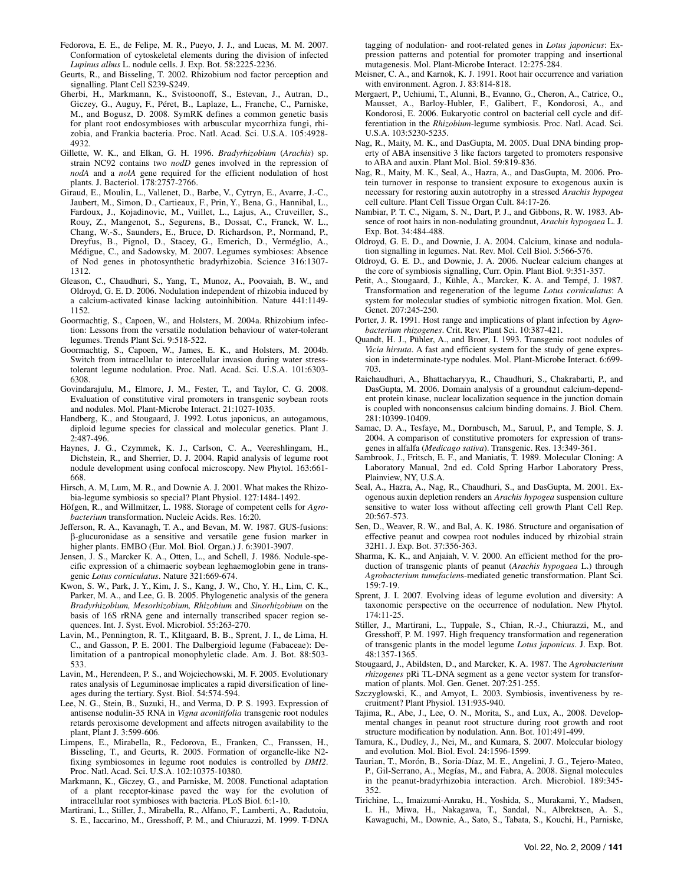Fedorova, E. E., de Felipe, M. R., Pueyo, J. J., and Lucas, M. M. 2007. Conformation of cytoskeletal elements during the division of infected *Lupinus albus* L. nodule cells. J. Exp. Bot. 58:2225-2236.

Geurts, R., and Bisseling, T. 2002. Rhizobium nod factor perception and signalling. Plant Cell S239-S249.

Gherbi, H., Markmann, K., Svistoonoff, S., Estevan, J., Autran, D., Giczey, G., Auguy, F., Péret, B., Laplaze, L., Franche, C., Parniske, M., and Bogusz, D. 2008. SymRK defines a common genetic basis for plant root endosymbioses with arbuscular mycorrhiza fungi, rhizobia, and Frankia bacteria. Proc. Natl. Acad. Sci. U.S.A. 105:4928-4932.

Gillette, W. K., and Elkan, G. H. 1996. *Bradyrhizobium* (*Arachis*) sp. strain NC92 contains two *nodD* genes involved in the repression of *nodA* and a *nolA* gene required for the efficient nodulation of host plants. J. Bacteriol. 178:2757-2766.

Giraud, E., Moulin, L., Vallenet, D., Barbe, V., Cytryn, E., Avarre, J.-C., Jaubert, M., Simon, D., Cartieaux, F., Prin, Y., Bena, G., Hannibal, L., Fardoux, J., Kojadinovic, M., Vuillet, L., Lajus, A., Cruveiller, S., Rouy, Z., Mangenot, S., Segurens, B., Dossat, C., Franck, W. L., Chang, W.-S., Saunders, E., Bruce, D. Richardson, P., Normand, P., Dreyfus, B., Pignol, D., Stacey, G., Emerich, D., Verméglio, A., Médigue, C., and Sadowsky, M. 2007. Legumes symbioses: Absence of Nod genes in photosynthetic bradyrhizobia. Science 316:1307-1312.

Gleason, C., Chaudhuri, S., Yang, T., Munoz, A., Poovaiah, B. W., and Oldroyd, G. E. D. 2006. Nodulation independent of rhizobia induced by a calcium-activated kinase lacking autoinhibition. Nature 441:1149-1152.

Goormachtig, S., Capoen, W., and Holsters, M. 2004a. Rhizobium infection: Lessons from the versatile nodulation behaviour of water-tolerant legumes. Trends Plant Sci. 9:518-522.

Goormachtig, S., Capoen, W., James, E. K., and Holsters, M. 2004b. Switch from intracellular to intercellular invasion during water stress-tolerant legume nodulation. Proc. Natl. Acad. Sci. U.S.A. 101:6303-6308.

Govindarajulu, M., Elmore, J. M., Fester, T., and Taylor, C. G. 2008. Evaluation of constitutive viral promoters in transgenic soybean roots and nodules. Mol. Plant-Microbe Interact. 21:1027-1035.

Handberg, K., and Stougaard, J. 1992. Lotus japonicus, an autogamous, diploid legume species for classical and molecular genetics. Plant J. 2:487-496.

Haynes, J. G., Czymmek, K. J., Carlson, C. A., Veereshlingam, H., Dichstein, R., and Sherrier, D. J. 2004. Rapid analysis of legume root nodule development using confocal microscopy. New Phytol. 163:661-668.

Hirsch, A. M, Lum, M. R., and Downie A. J. 2001. What makes the Rhizobia-legume symbiosis so special? Plant Physiol. 127:1484-1492.

Höfgen, R., and Willmitzer, L. 1988. Storage of competent cells for *Agrobacterium* transformation. Nucleic Acids. Res. 16:20.

Jefferson, R. A., Kavanagh, T. A., and Bevan, M. W. 1987. GUS-fusions: β-glucuronidase as a sensitive and versatile gene fusion marker in higher plants. EMBO (Eur. Mol. Biol. Organ.) J. 6:3901-3907.

Jensen, J. S., Marcker K. A., Otten, L., and Schell, J. 1986. Nodule-specific expression of a chimaeric soybean leghaemoglobin gene in transgenic *Lotus corniculatus*. Nature 321:669-674.

Kwon, S. W., Park, J. Y., Kim, J. S., Kang, J. W., Cho, Y. H., Lim, C. K., Parker, M. A., and Lee, G. B. 2005. Phylogenetic analysis of the genera *Bradyrhizobium, Mesorhizobium, Rhizobium* and *Sinorhizobium* on the basis of 16S rRNA gene and internally transcribed spacer region sequences. Int. J. Syst. Evol. Microbiol. 55:263-270.

Lavin, M., Pennington, R. T., Klitgaard, B. B., Sprent, J. I., de Lima, H. C., and Gasson, P. E. 2001. The Dalbergioid legume (Fabaceae): Delimitation of a pantropical monophyletic clade. Am. J. Bot. 88:503-533.

Lavin, M., Herendeen, P. S., and Wojciechowski, M. F. 2005. Evolutionary rates analysis of Leguminosae implicates a rapid diversification of lineages during the tertiary. Syst. Biol. 54:574-594.

Lee, N. G., Stein, B., Suzuki, H., and Verma, D. P. S. 1993. Expression of antisense nodulin-35 RNA in *Vigna aconitifolia* transgenic root nodules retards peroxisome development and affects nitrogen availability to the plant, Plant J. 3:599-606.

Limpens, E., Mirabella, R., Fedorova, E., Franken, C., Franssen, H., Bisseling, T., and Geurts, R. 2005. Formation of organelle-like N2-fixing symbiosomes in legume root nodules is controlled by *DMI2*. Proc. Natl. Acad. Sci. U.S.A. 102:10375-10380.

Markmann, K., Giczey, G., and Parniske, M. 2008. Functional adaptation of a plant receptor-kinase paved the way for the evolution of intracellular root symbioses with bacteria. PLoS Biol. 6:1-10.

Martirani, L., Stiller, J., Mirabella, R., Alfano, F., Lamberti, A., Radutoiu, S. E., Iaccarino, M., Gresshoff, P. M., and Chiurazzi, M. 1999. T-DNA tagging of nodulation- and root-related genes in *Lotus japonicus*: Expression patterns and potential for promoter trapping and insertional mutagenesis. Mol. Plant-Microbe Interact. 12:275-284.

Meisner, C. A., and Karnok, K. J. 1991. Root hair occurrence and variation with environment. Agron. J. 83:814-818.

Mergaert, P., Uchiumi, T., Alunni, B., Evanno, G., Cheron, A., Catrice, O., Mausset, A., Barloy-Hubler, F., Galibert, F., Kondorosi, A., and Kondorosi, E. 2006. Eukaryotic control on bacterial cell cycle and differentiation in the *Rhizobium*-legume symbiosis. Proc. Natl. Acad. Sci. U.S.A. 103:5230-5235.

Nag, R., Maity, M. K., and DasGupta, M. 2005. Dual DNA binding property of ABA insensitive 3 like factors targeted to promoters responsive to ABA and auxin. Plant Mol. Biol. 59:819-836.

Nag, R., Maity, M. K., Seal, A., Hazra, A., and DasGupta, M. 2006. Protein turnover in response to transient exposure to exogenous auxin is necessary for restoring auxin autotrophy in a stressed *Arachis hypogea* cell culture. Plant Cell Tissue Organ Cult. 84:17-26.

Nambiar, P. T. C., Nigam, S. N., Dart, P. J., and Gibbons, R. W. 1983. Absence of root hairs in non-nodulating groundnut, *Arachis hypogaea* L. J. Exp. Bot. 34:484-488.

Oldroyd, G. E. D., and Downie, J. A. 2004. Calcium, kinase and nodulation signalling in legumes. Nat. Rev. Mol. Cell Biol. 5:566-576.

Oldroyd, G. E. D., and Downie, J. A. 2006. Nuclear calcium changes at the core of symbiosis signalling, Curr. Opin. Plant Biol. 9:351-357.

Petit, A., Stougaard, J., Kühle, A., Marcker, K. A. and Tempé, J. 1987. Transformation and regeneration of the legume *Lotus corniculatus*: A system for molecular studies of symbiotic nitrogen fixation. Mol. Gen. Genet. 207:245-250.

Porter, J. R. 1991. Host range and implications of plant infection by *Agrobacterium rhizogenes*. Crit. Rev. Plant Sci. 10:387-421.

Quandt, H. J., Pühler, A., and Broer, I. 1993. Transgenic root nodules of *Vicia hirsuta*. A fast and efficient system for the study of gene expression in indeterminate-type nodules. Mol. Plant-Microbe Interact. 6:699-703.

Raichaudhuri, A., Bhattacharyya, R., Chaudhuri, S., Chakrabarti, P., and DasGupta, M. 2006. Domain analysis of a groundnut calcium-dependent protein kinase, nuclear localization sequence in the junction domain is coupled with nonconsensus calcium binding domains. J. Biol. Chem. 281:10399-10409.

Samac, D. A., Tesfaye, M., Dornbusch, M., Saruul, P., and Temple, S. J. 2004. A comparison of constitutive promoters for expression of transgenes in alfalfa (*Medicago sativa*). Transgenic. Res. 13:349-361.

Sambrook, J., Fritsch, E. F., and Maniatis, T. 1989. Molecular Cloning: A Laboratory Manual, 2nd ed. Cold Spring Harbor Laboratory Press, Plainview, NY, U.S.A.

Seal, A., Hazra, A., Nag, R., Chaudhuri, S., and DasGupta, M. 2001. Exogenous auxin depletion renders an *Arachis hypogea* suspension culture sensitive to water loss without affecting cell growth Plant Cell Rep. 20:567-573.

Sen, D., Weaver, R. W., and Bal, A. K. 1986. Structure and organisation of effective peanut and cowpea root nodules induced by rhizobial strain 32H1. J. Exp. Bot. 37:356-363.

Sharma, K. K., and Anjaiah, V. V. 2000. An efficient method for the production of transgenic plants of peanut (*Arachis hypogaea* L.) through *Agrobacterium tumefaciens*-mediated genetic transformation. Plant Sci. 159:7-19.

Sprent, J. I. 2007. Evolving ideas of legume evolution and diversity: A taxonomic perspective on the occurrence of nodulation. New Phytol. 174:11-25.

Stiller, J., Martirani, L., Tuppale, S., Chian, R.-J., Chiurazzi, M., and Gresshoff, P. M. 1997. High frequency transformation and regeneration of transgenic plants in the model legume *Lotus japonicus*. J. Exp. Bot. 48:1357-1365.

Stougaard, J., Abildsten, D., and Marcker, K. A. 1987. The *Agrobacterium rhizogenes* pRi TL-DNA segment as a gene vector system for transformation of plants. Mol. Gen. Genet. 207:251-255.

Szczyglowski, K., and Amyot, L. 2003. Symbiosis, inventiveness by recruitment? Plant Physiol. 131:935-940.

Tajima, R., Abe, J., Lee, O. N., Morita, S., and Lux, A., 2008. Developmental changes in peanut root structure during root growth and root structure modification by nodulation. Ann. Bot. 101:491-499.

Tamura, K., Dudley, J., Nei, M., and Kumara, S. 2007. Molecular biology and evolution. Mol. Biol. Evol. 24:1596-1599.

Taurian, T., Morón, B., Soria-Díaz, M. E., Angelini, J. G., Tejero-Mateo, P., Gil-Serrano, A., Megías, M., and Fabra, A. 2008. Signal molecules in the peanut-bradyrhizobia interaction. Arch. Microbiol. 189:345-352.

Tirichine, L., Imaizumi-Anraku, H., Yoshida, S., Murakami, Y., Madsen, L. H., Miwa, H., Nakagawa, T., Sandal, N., Albrektsen, A. S., Kawaguchi, M., Downie, A., Sato, S., Tabata, S., Kouchi, H., Parniske,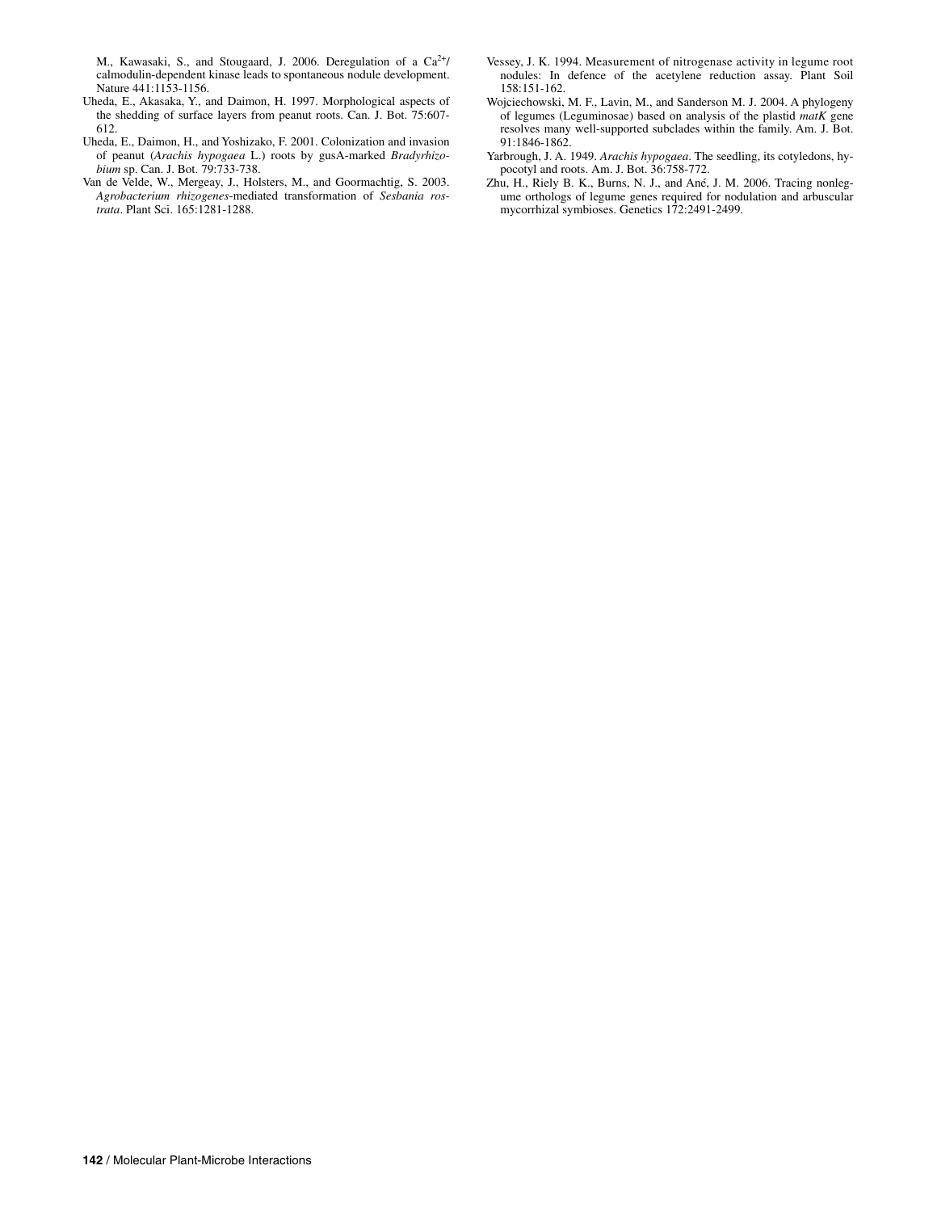M., Kawasaki, S., and Stougaard, J. 2006. Deregulation of a $Ca^{2+}$/calmodulin-dependent kinase leads to spontaneous nodule development. Nature 441:1153-1156.

Uheda, E., Akasaka, Y., and Daimon, H. 1997. Morphological aspects of the shedding of surface layers from peanut roots. Can. J. Bot. 75:607-612.

Uheda, E., Daimon, H., and Yoshizako, F. 2001. Colonization and invasion of peanut (*Arachis hypogaea* L.) roots by gusA-marked *Bradyrhizobium* sp. Can. J. Bot. 79:733-738.

Van de Velde, W., Mergeay, J., Holsters, M., and Goormachtig, S. 2003. *Agrobacterium rhizogenes*-mediated transformation of *Sesbania rostrata*. Plant Sci. 165:1281-1288.

Vessey, J. K. 1994. Measurement of nitrogenase activity in legume root nodules: In defence of the acetylene reduction assay. Plant Soil 158:151-162.

Wojciechowski, M. F., Lavin, M., and Sanderson M. J. 2004. A phylogeny of legumes (Leguminosae) based on analysis of the plastid *matK* gene resolves many well-supported subclades within the family. Am. J. Bot. 91:1846-1862.

Yarbrough, J. A. 1949. *Arachis hypogaea*. The seedling, its cotyledons, hypocotyl and roots. Am. J. Bot. 36:758-772.

Zhu, H., Riely B. K., Burns, N. J., and Ané, J. M. 2006. Tracing nonlegume orthologs of legume genes required for nodulation and arbuscular mycorrhizal symbioses. Genetics 172:2491-2499.